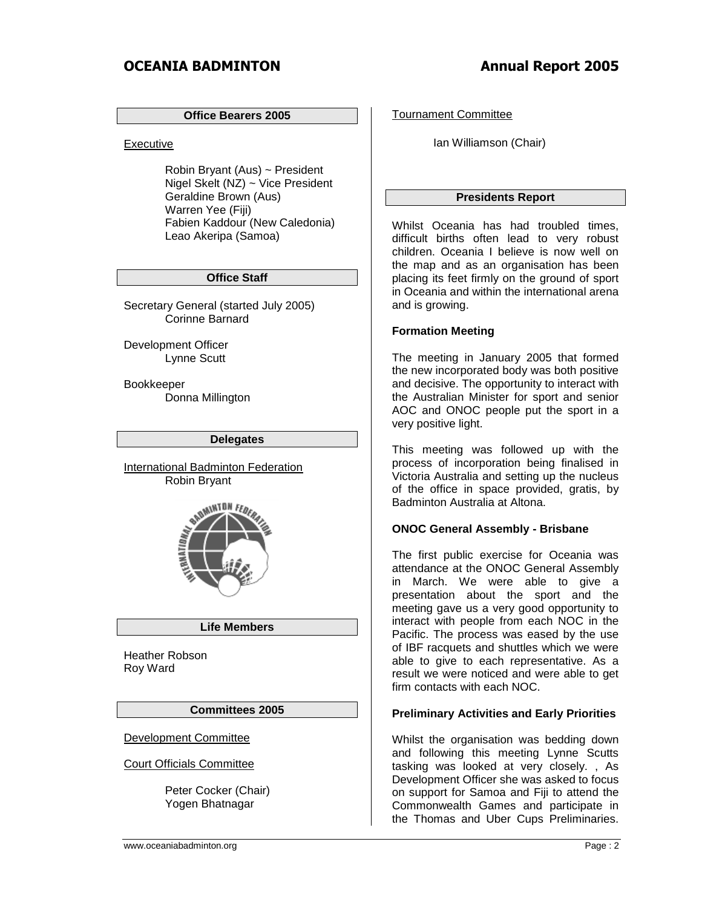## Office Bearers 2005

Executive

Robin Bryant (Aus) ~ President
Nigel Skelt (NZ) ~ Vice President
Geraldine Brown (Aus)
Warren Yee (Fiji)
Fabien Kaddour (New Caledonia)
Leao Akeripa (Samoa)

## Office Staff

Secretary General (started July 2005)
Corinne Barnard

Development Officer
Lynne Scutt

Bookkeeper
Donna Millington

## Delegates

International Badminton Federation
Robin Bryant

## Life Members

Heather Robson
Roy Ward

## Committees 2005

Development Committee

Court Officials Committee

Peter Cocker (Chair)
Yogen Bhatnagar

Tournament Committee

Ian Williamson (Chair)

## Presidents Report

Whilst Oceania has had troubled times, difficult births often lead to very robust children. Oceania I believe is now well on the map and as an organisation has been placing its feet firmly on the ground of sport in Oceania and within the international arena and is growing.

### Formation Meeting

The meeting in January 2005 that formed the new incorporated body was both positive and decisive. The opportunity to interact with the Australian Minister for sport and senior AOC and ONOC people put the sport in a very positive light.

This meeting was followed up with the process of incorporation being finalised in Victoria Australia and setting up the nucleus of the office in space provided, gratis, by Badminton Australia at Altona.

### ONOC General Assembly - Brisbane

The first public exercise for Oceania was attendance at the ONOC General Assembly in March. We were able to give a presentation about the sport and the meeting gave us a very good opportunity to interact with people from each NOC in the Pacific. The process was eased by the use of IBF racquets and shuttles which we were able to give to each representative. As a result we were noticed and were able to get firm contacts with each NOC.

### Preliminary Activities and Early Priorities

Whilst the organisation was bedding down and following this meeting Lynne Scutts tasking was looked at very closely. , As Development Officer she was asked to focus on support for Samoa and Fiji to attend the Commonwealth Games and participate in the Thomas and Uber Cups Preliminaries.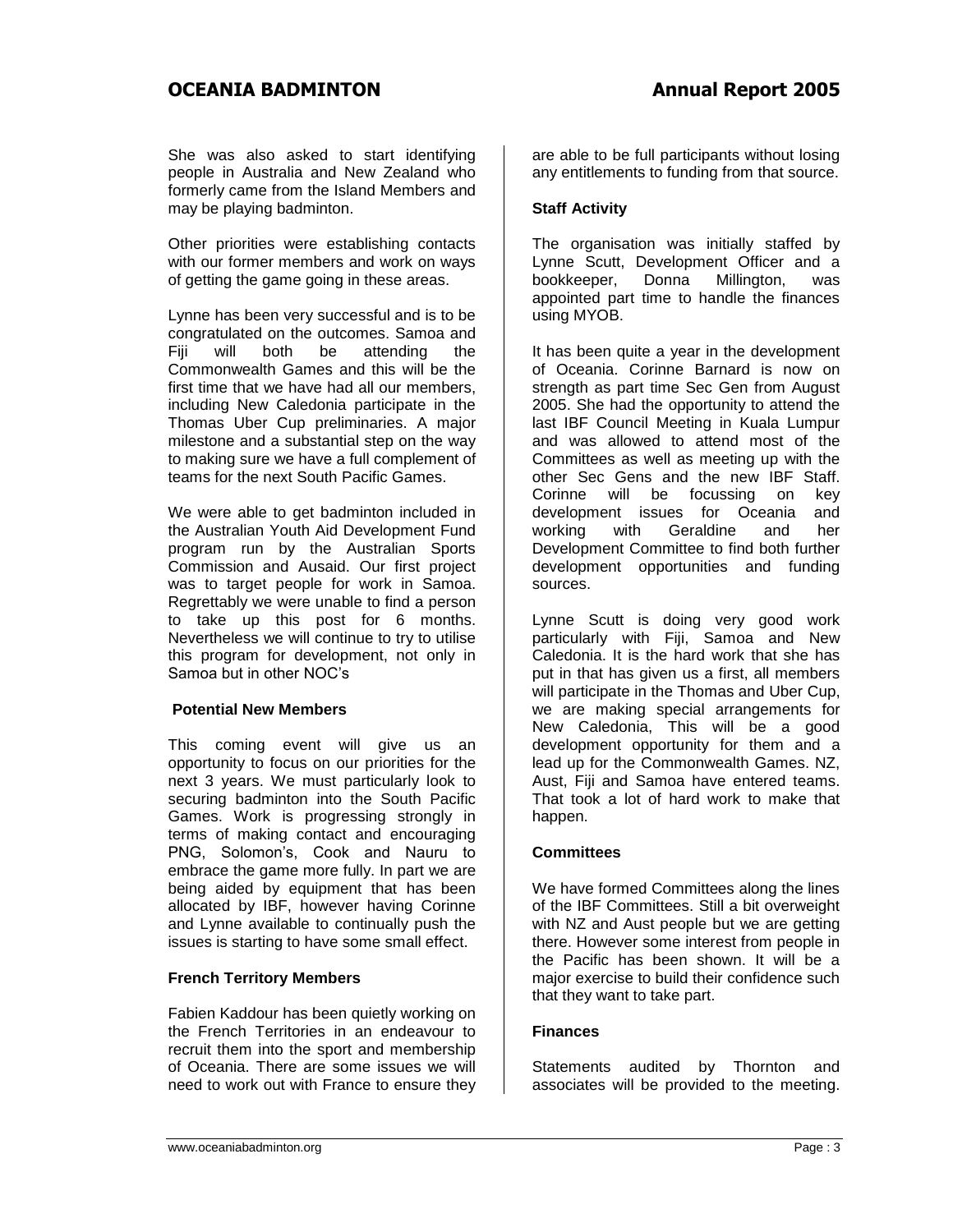She was also asked to start identifying people in Australia and New Zealand who formerly came from the Island Members and may be playing badminton.

Other priorities were establishing contacts with our former members and work on ways of getting the game going in these areas.

Lynne has been very successful and is to be congratulated on the outcomes. Samoa and Fiji will both be attending the Commonwealth Games and this will be the first time that we have had all our members, including New Caledonia participate in the Thomas Uber Cup preliminaries. A major milestone and a substantial step on the way to making sure we have a full complement of teams for the next South Pacific Games.

We were able to get badminton included in the Australian Youth Aid Development Fund program run by the Australian Sports Commission and Ausaid. Our first project was to target people for work in Samoa. Regrettably we were unable to find a person to take up this post for 6 months. Nevertheless we will continue to try to utilise this program for development, not only in Samoa but in other NOC's

**Potential New Members**

This coming event will give us an opportunity to focus on our priorities for the next 3 years. We must particularly look to securing badminton into the South Pacific Games. Work is progressing strongly in terms of making contact and encouraging PNG, Solomon's, Cook and Nauru to embrace the game more fully. In part we are being aided by equipment that has been allocated by IBF, however having Corinne and Lynne available to continually push the issues is starting to have some small effect.

**French Territory Members**

Fabien Kaddour has been quietly working on the French Territories in an endeavour to recruit them into the sport and membership of Oceania. There are some issues we will need to work out with France to ensure they are able to be full participants without losing any entitlements to funding from that source.

**Staff Activity**

The organisation was initially staffed by Lynne Scutt, Development Officer and a bookkeeper, Donna Millington, was appointed part time to handle the finances using MYOB.

It has been quite a year in the development of Oceania. Corinne Barnard is now on strength as part time Sec Gen from August 2005. She had the opportunity to attend the last IBF Council Meeting in Kuala Lumpur and was allowed to attend most of the Committees as well as meeting up with the other Sec Gens and the new IBF Staff. Corinne will be focussing on key development issues for Oceania and working with Geraldine and her Development Committee to find both further development opportunities and funding sources.

Lynne Scutt is doing very good work particularly with Fiji, Samoa and New Caledonia. It is the hard work that she has put in that has given us a first, all members will participate in the Thomas and Uber Cup, we are making special arrangements for New Caledonia, This will be a good development opportunity for them and a lead up for the Commonwealth Games. NZ, Aust, Fiji and Samoa have entered teams. That took a lot of hard work to make that happen.

**Committees**

We have formed Committees along the lines of the IBF Committees. Still a bit overweight with NZ and Aust people but we are getting there. However some interest from people in the Pacific has been shown. It will be a major exercise to build their confidence such that they want to take part.

**Finances**

Statements audited by Thornton and associates will be provided to the meeting.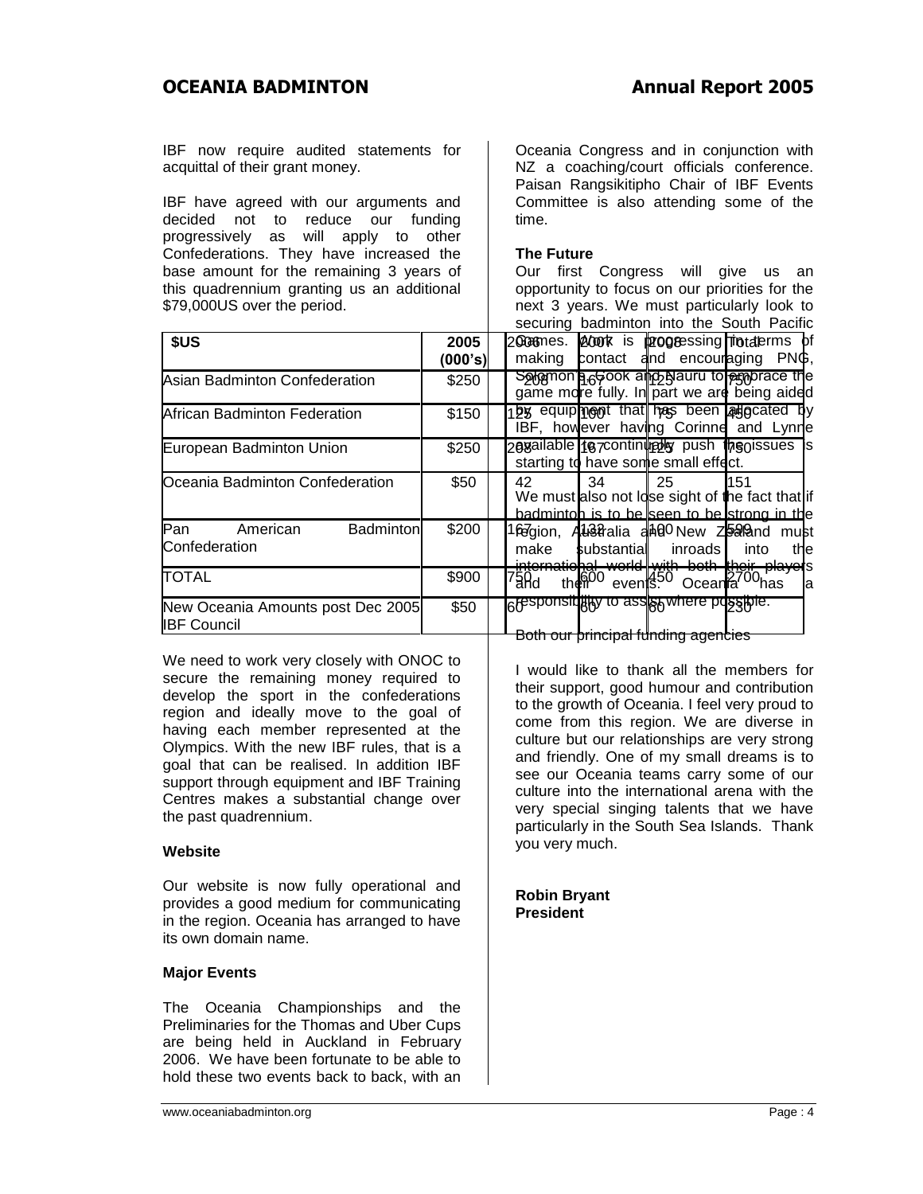IBF now require audited statements for acquittal of their grant money.

IBF have agreed with our arguments and decided not to reduce our funding progressively as will apply to other Confederations. They have increased the base amount for the remaining 3 years of this quadrennium granting us an additional $79,000US over the period.

| $US | 2005 (000's) | 2006 | 2007 | 2008 | Total |
|---|---|---|---|---|---|
| Asian Badminton Confederation | $250 | 208 | 167 | 125 | 750 |
| African Badminton Federation | $150 | 125 | 100 | 75 | 450 |
| European Badminton Union | $250 | 208 | 167 | 125 | 750 |
| Oceania Badminton Confederation | $50 | 42 | 34 | 25 | 151 |
| Pan American Badminton Confederation | $200 | 167 | 132 | 100 | 599 |
| TOTAL | $900 | 750 | 600 | 450 | 2700 |
| New Oceania Amounts post Dec 2005 IBF Council | $50 | 60 | 60 | 60 | 230 |

We need to work very closely with ONOC to secure the remaining money required to develop the sport in the confederations region and ideally move to the goal of having each member represented at the Olympics. With the new IBF rules, that is a goal that can be realised. In addition IBF support through equipment and IBF Training Centres makes a substantial change over the past quadrennium.

**Website**

Our website is now fully operational and provides a good medium for communicating in the region. Oceania has arranged to have its own domain name.

**Major Events**

The Oceania Championships and the Preliminaries for the Thomas and Uber Cups are being held in Auckland in February 2006. We have been fortunate to be able to hold these two events back to back, with an Oceania Congress and in conjunction with NZ a coaching/court officials conference. Paisan Rangsikitipho Chair of IBF Events Committee is also attending some of the time.

**The Future**

Our first Congress will give us an opportunity to focus on our priorities for the next 3 years. We must particularly look to securing badminton into the South Pacific Games. Work is progressing in terms of making contact and encouraging PNG, Solomon's, Cook and Nauru to embrace the game more fully. In part we are being aided by equipment that has been allocated by IBF, however having Corinne and Lynne available to continually push the issues is starting to have some small effect.

We must also not lose sight of the fact that if badminton is to be seen to be strong in the region, Australia and New Zealand must make substantial inroads into the international world with both their players and their events. Oceania has a responsibility to assist where possible. Both our principal funding agencies

I would like to thank all the members for their support, good humour and contribution to the growth of Oceania. I feel very proud to come from this region. We are diverse in culture but our relationships are very strong and friendly. One of my small dreams is to see our Oceania teams carry some of our culture into the international arena with the very special singing talents that we have particularly in the South Sea Islands. Thank you very much.

**Robin Bryant**
**President**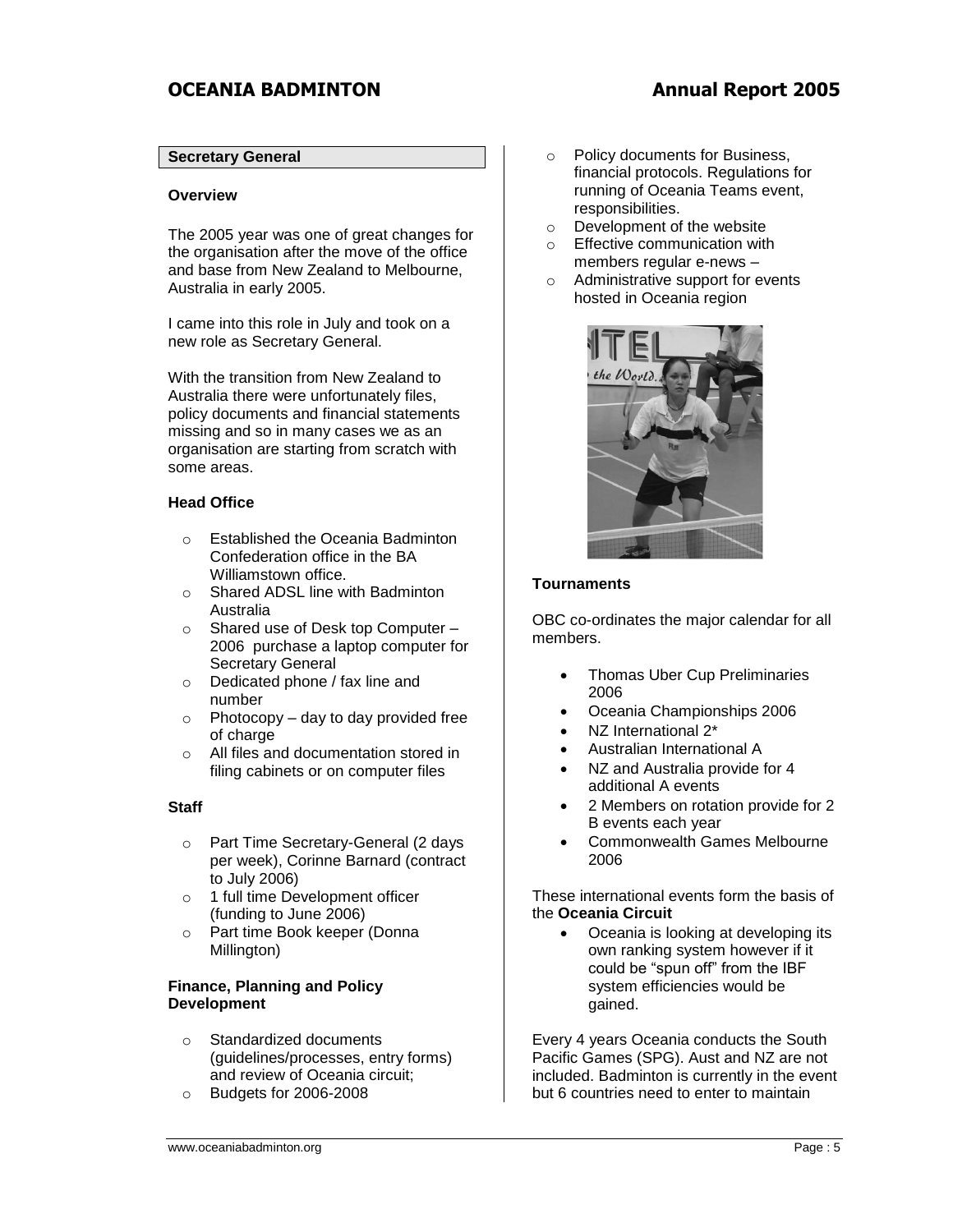## Secretary General

### Overview

The 2005 year was one of great changes for the organisation after the move of the office and base from New Zealand to Melbourne, Australia in early 2005.

I came into this role in July and took on a new role as Secretary General.

With the transition from New Zealand to Australia there were unfortunately files, policy documents and financial statements missing and so in many cases we as an organisation are starting from scratch with some areas.

### Head Office

- Established the Oceania Badminton Confederation office in the BA Williamstown office.
- Shared ADSL line with Badminton Australia
- Shared use of Desk top Computer – 2006 purchase a laptop computer for Secretary General
- Dedicated phone / fax line and number
- Photocopy – day to day provided free of charge
- All files and documentation stored in filing cabinets or on computer files

### Staff

- Part Time Secretary-General (2 days per week), Corinne Barnard (contract to July 2006)
- 1 full time Development officer (funding to June 2006)
- Part time Book keeper (Donna Millington)

### Finance, Planning and Policy Development

- Standardized documents (guidelines/processes, entry forms) and review of Oceania circuit;
- Budgets for 2006-2008
- Policy documents for Business, financial protocols. Regulations for running of Oceania Teams event, responsibilities.
- Development of the website
- Effective communication with members regular e-news –
- Administrative support for events hosted in Oceania region

### Tournaments

OBC co-ordinates the major calendar for all members.

- Thomas Uber Cup Preliminaries 2006
- Oceania Championships 2006
- NZ International 2*
- Australian International A
- NZ and Australia provide for 4 additional A events
- 2 Members on rotation provide for 2 B events each year
- Commonwealth Games Melbourne 2006

These international events form the basis of the **Oceania Circuit**

- Oceania is looking at developing its own ranking system however if it could be "spun off" from the IBF system efficiencies would be gained.

Every 4 years Oceania conducts the South Pacific Games (SPG). Aust and NZ are not included. Badminton is currently in the event but 6 countries need to enter to maintain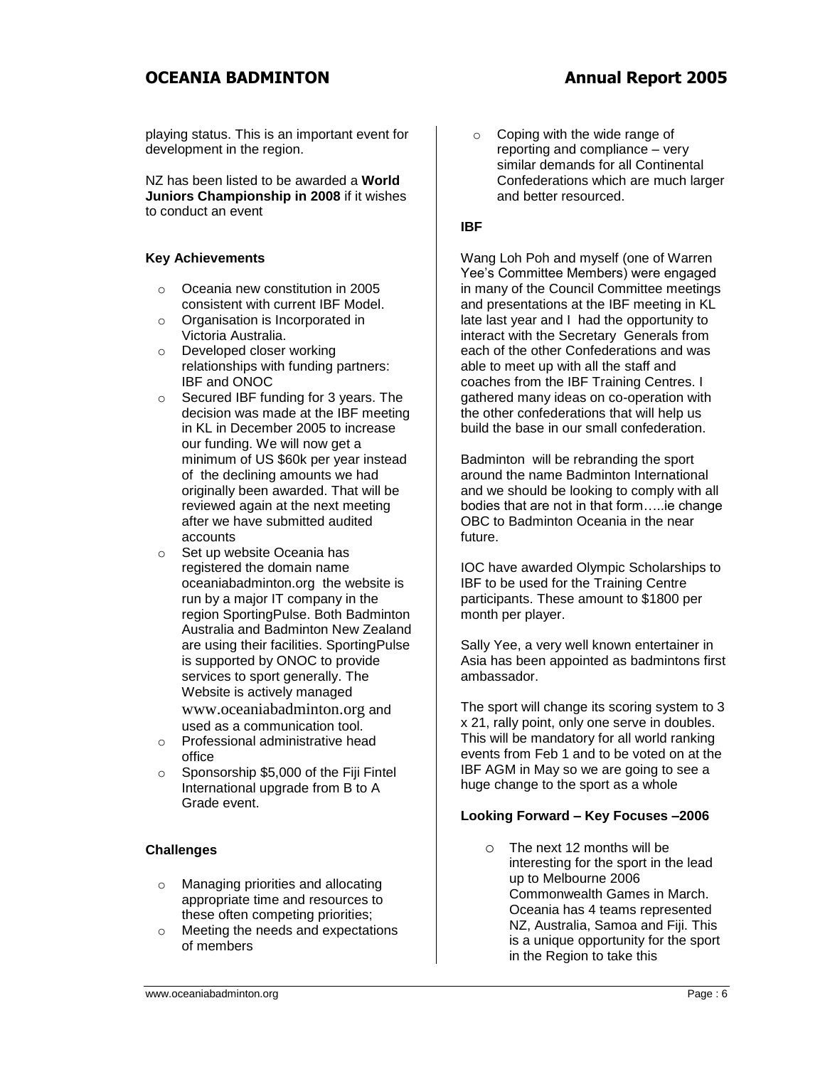playing status. This is an important event for development in the region.

NZ has been listed to be awarded a **World Juniors Championship in 2008** if it wishes to conduct an event

**Key Achievements**

- Oceania new constitution in 2005 consistent with current IBF Model.
- Organisation is Incorporated in Victoria Australia.
- Developed closer working relationships with funding partners: IBF and ONOC
- Secured IBF funding for 3 years. The decision was made at the IBF meeting in KL in December 2005 to increase our funding. We will now get a minimum of US $60k per year instead of the declining amounts we had originally been awarded. That will be reviewed again at the next meeting after we have submitted audited accounts
- Set up website Oceania has registered the domain name oceaniabadminton.org the website is run by a major IT company in the region SportingPulse. Both Badminton Australia and Badminton New Zealand are using their facilities. SportingPulse is supported by ONOC to provide services to sport generally. The Website is actively managed www.oceaniabadminton.org and used as a communication tool.
- Professional administrative head office
- Sponsorship $5,000 of the Fiji Fintel International upgrade from B to A Grade event.

**Challenges**

- Managing priorities and allocating appropriate time and resources to these often competing priorities;
- Meeting the needs and expectations of members
- Coping with the wide range of reporting and compliance – very similar demands for all Continental Confederations which are much larger and better resourced.

**IBF**

Wang Loh Poh and myself (one of Warren Yee's Committee Members) were engaged in many of the Council Committee meetings and presentations at the IBF meeting in KL late last year and I had the opportunity to interact with the Secretary Generals from each of the other Confederations and was able to meet up with all the staff and coaches from the IBF Training Centres. I gathered many ideas on co-operation with the other confederations that will help us build the base in our small confederation.

Badminton will be rebranding the sport around the name Badminton International and we should be looking to comply with all bodies that are not in that form…..ie change OBC to Badminton Oceania in the near future.

IOC have awarded Olympic Scholarships to IBF to be used for the Training Centre participants. These amount to $1800 per month per player.

Sally Yee, a very well known entertainer in Asia has been appointed as badmintons first ambassador.

The sport will change its scoring system to 3 x 21, rally point, only one serve in doubles. This will be mandatory for all world ranking events from Feb 1 and to be voted on at the IBF AGM in May so we are going to see a huge change to the sport as a whole

**Looking Forward – Key Focuses –2006**

- The next 12 months will be interesting for the sport in the lead up to Melbourne 2006 Commonwealth Games in March. Oceania has 4 teams represented NZ, Australia, Samoa and Fiji. This is a unique opportunity for the sport in the Region to take this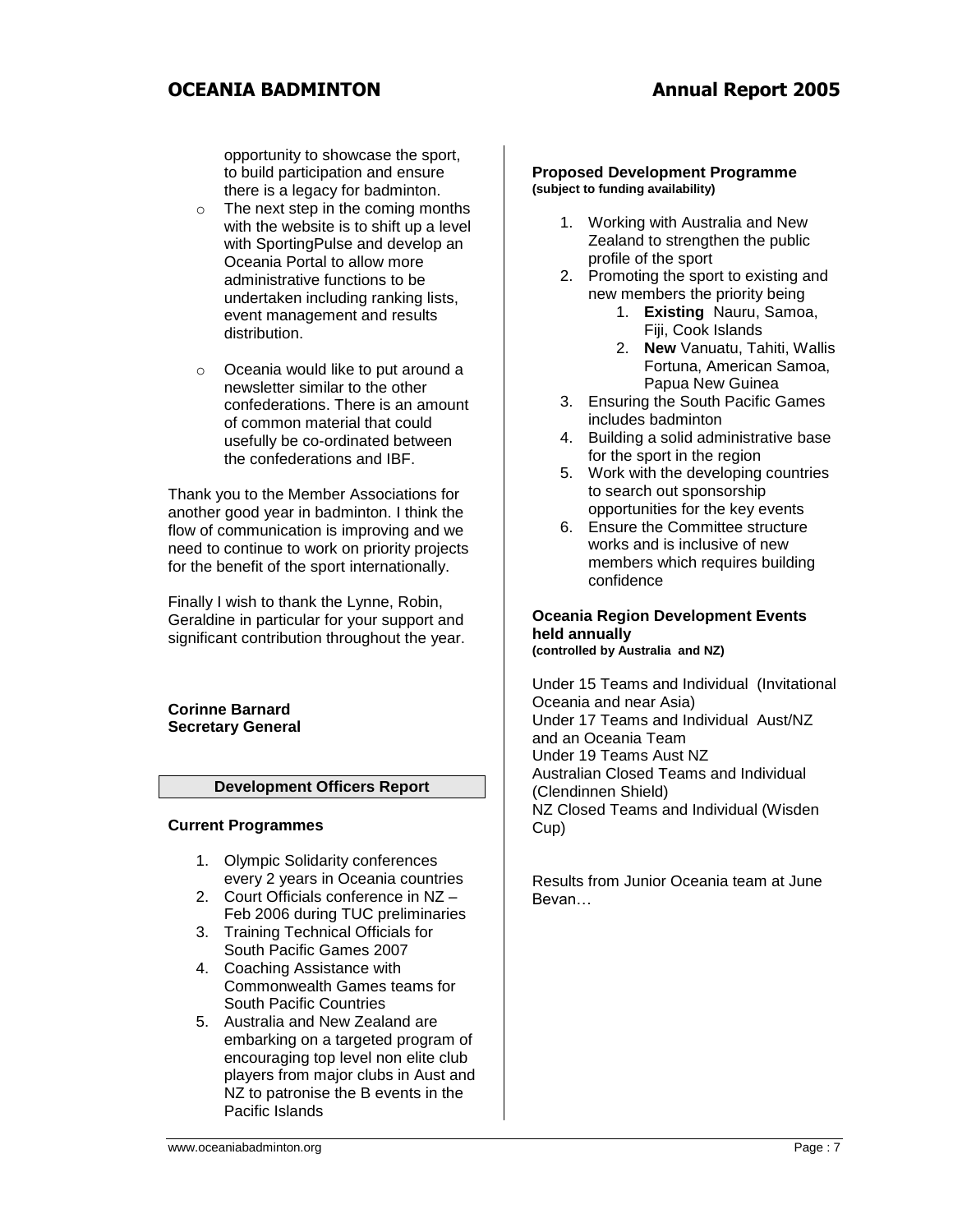opportunity to showcase the sport, to build participation and ensure there is a legacy for badminton.

- The next step in the coming months with the website is to shift up a level with SportingPulse and develop an Oceania Portal to allow more administrative functions to be undertaken including ranking lists, event management and results distribution.
- Oceania would like to put around a newsletter similar to the other confederations. There is an amount of common material that could usefully be co-ordinated between the confederations and IBF.

Thank you to the Member Associations for another good year in badminton. I think the flow of communication is improving and we need to continue to work on priority projects for the benefit of the sport internationally.

Finally I wish to thank the Lynne, Robin, Geraldine in particular for your support and significant contribution throughout the year.

**Corinne Barnard**
**Secretary General**

## Development Officers Report

### Current Programmes

1. Olympic Solidarity conferences every 2 years in Oceania countries
2. Court Officials conference in NZ – Feb 2006 during TUC preliminaries
3. Training Technical Officials for South Pacific Games 2007
4. Coaching Assistance with Commonwealth Games teams for South Pacific Countries
5. Australia and New Zealand are embarking on a targeted program of encouraging top level non elite club players from major clubs in Aust and NZ to patronise the B events in the Pacific Islands

### Proposed Development Programme
**(subject to funding availability)**

1. Working with Australia and New Zealand to strengthen the public profile of the sport
2. Promoting the sport to existing and new members the priority being
   1. **Existing** Nauru, Samoa, Fiji, Cook Islands
   2. **New** Vanuatu, Tahiti, Wallis Fortuna, American Samoa, Papua New Guinea
3. Ensuring the South Pacific Games includes badminton
4. Building a solid administrative base for the sport in the region
5. Work with the developing countries to search out sponsorship opportunities for the key events
6. Ensure the Committee structure works and is inclusive of new members which requires building confidence

### Oceania Region Development Events held annually
**(controlled by Australia and NZ)**

Under 15 Teams and Individual (Invitational Oceania and near Asia)
Under 17 Teams and Individual Aust/NZ and an Oceania Team
Under 19 Teams Aust NZ
Australian Closed Teams and Individual (Clendinnen Shield)
NZ Closed Teams and Individual (Wisden Cup)

Results from Junior Oceania team at June Bevan…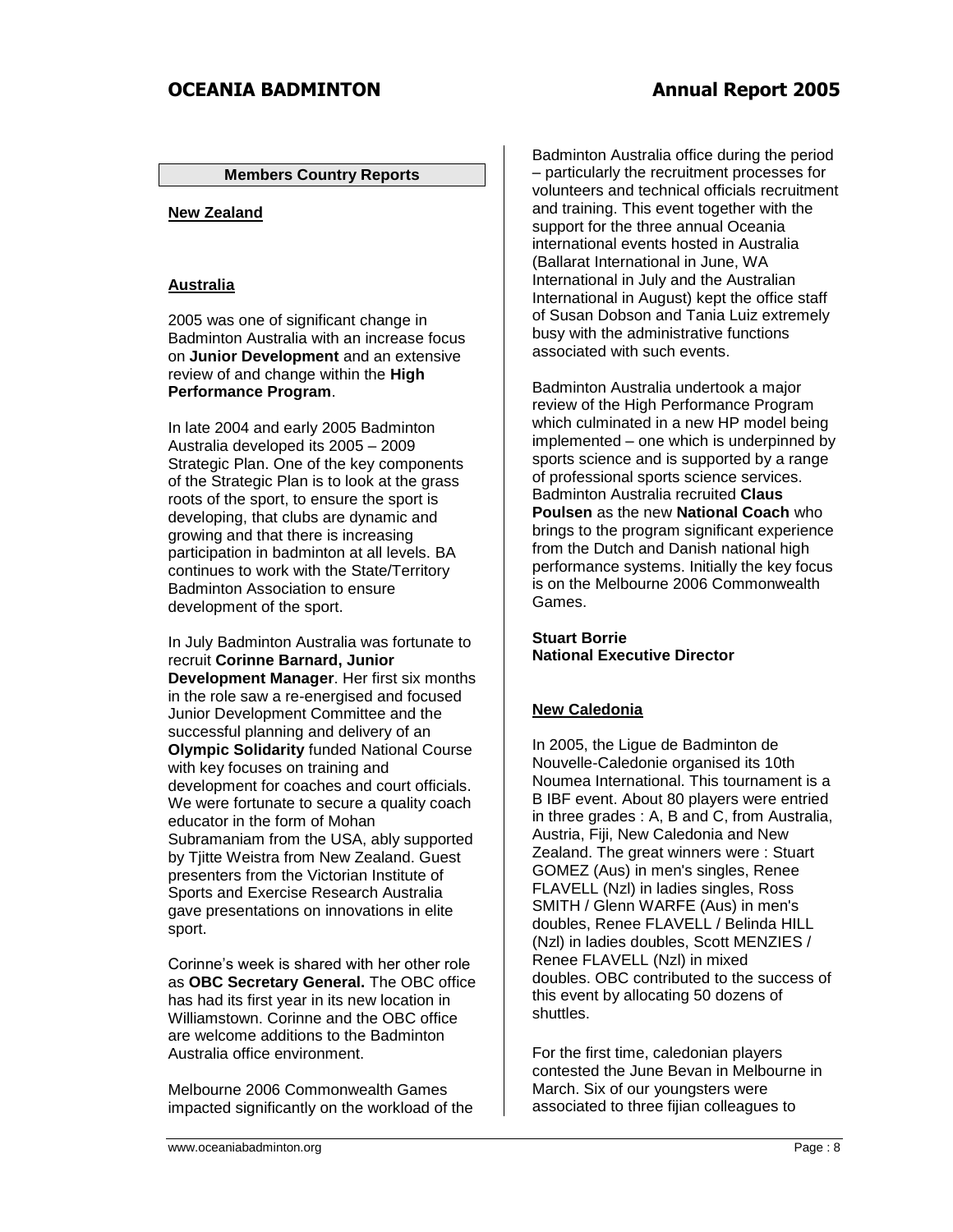## Members Country Reports

### New Zealand

### Australia

2005 was one of significant change in Badminton Australia with an increase focus on **Junior Development** and an extensive review of and change within the **High Performance Program**.

In late 2004 and early 2005 Badminton Australia developed its 2005 – 2009 Strategic Plan. One of the key components of the Strategic Plan is to look at the grass roots of the sport, to ensure the sport is developing, that clubs are dynamic and growing and that there is increasing participation in badminton at all levels. BA continues to work with the State/Territory Badminton Association to ensure development of the sport.

In July Badminton Australia was fortunate to recruit **Corinne Barnard, Junior Development Manager**. Her first six months in the role saw a re-energised and focused Junior Development Committee and the successful planning and delivery of an **Olympic Solidarity** funded National Course with key focuses on training and development for coaches and court officials. We were fortunate to secure a quality coach educator in the form of Mohan Subramaniam from the USA, ably supported by Tjitte Weistra from New Zealand. Guest presenters from the Victorian Institute of Sports and Exercise Research Australia gave presentations on innovations in elite sport.

Corinne's week is shared with her other role as **OBC Secretary General.** The OBC office has had its first year in its new location in Williamstown. Corinne and the OBC office are welcome additions to the Badminton Australia office environment.

Melbourne 2006 Commonwealth Games impacted significantly on the workload of the Badminton Australia office during the period – particularly the recruitment processes for volunteers and technical officials recruitment and training. This event together with the support for the three annual Oceania international events hosted in Australia (Ballarat International in June, WA International in July and the Australian International in August) kept the office staff of Susan Dobson and Tania Luiz extremely busy with the administrative functions associated with such events.

Badminton Australia undertook a major review of the High Performance Program which culminated in a new HP model being implemented – one which is underpinned by sports science and is supported by a range of professional sports science services. Badminton Australia recruited **Claus Poulsen** as the new **National Coach** who brings to the program significant experience from the Dutch and Danish national high performance systems. Initially the key focus is on the Melbourne 2006 Commonwealth Games.

**Stuart Borrie**
**National Executive Director**

### New Caledonia

In 2005, the Ligue de Badminton de Nouvelle-Caledonie organised its 10th Noumea International. This tournament is a B IBF event. About 80 players were entried in three grades : A, B and C, from Australia, Austria, Fiji, New Caledonia and New Zealand. The great winners were : Stuart GOMEZ (Aus) in men's singles, Renee FLAVELL (Nzl) in ladies singles, Ross SMITH / Glenn WARFE (Aus) in men's doubles, Renee FLAVELL / Belinda HILL (Nzl) in ladies doubles, Scott MENZIES / Renee FLAVELL (Nzl) in mixed doubles. OBC contributed to the success of this event by allocating 50 dozens of shuttles.

For the first time, caledonian players contested the June Bevan in Melbourne in March. Six of our youngsters were associated to three fijian colleagues to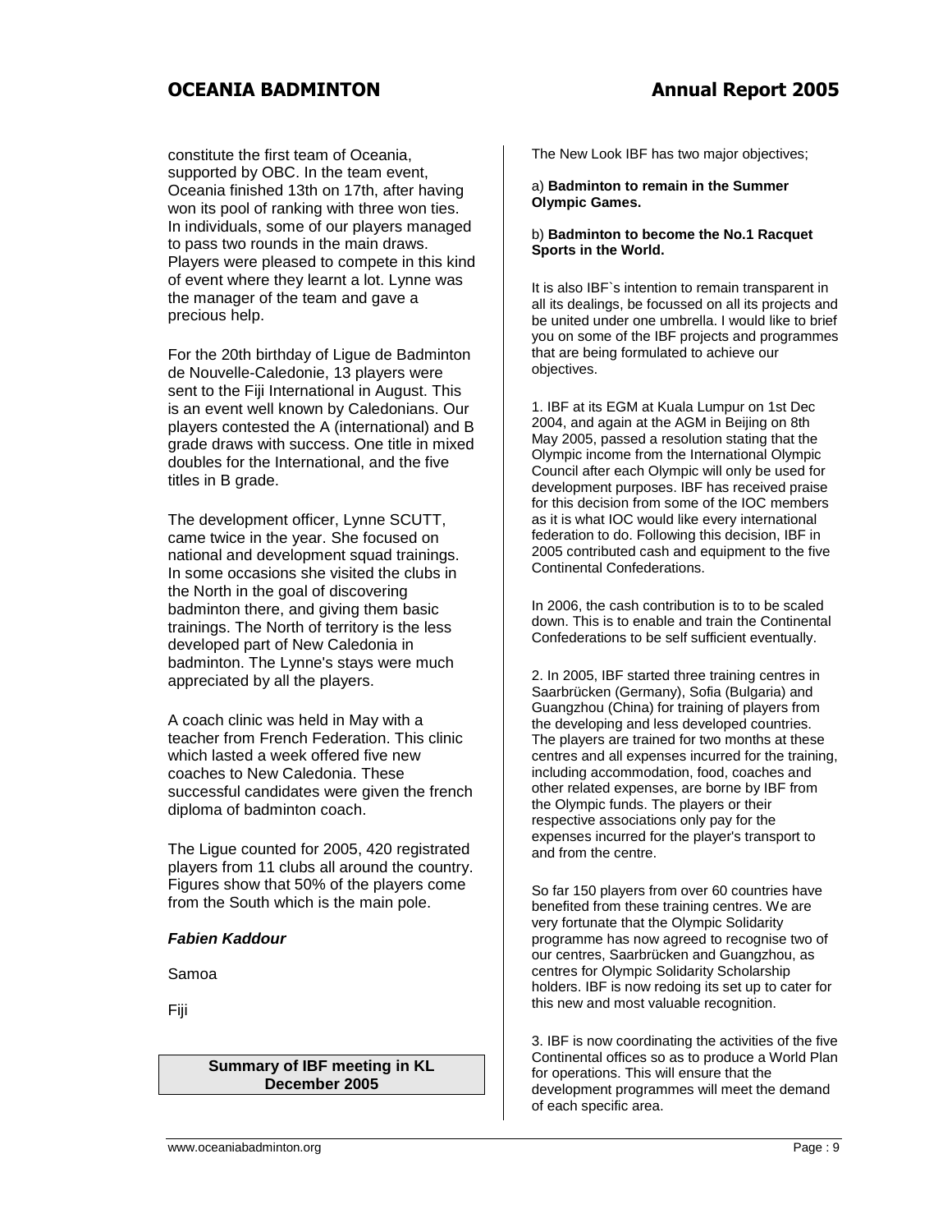constitute the first team of Oceania, supported by OBC. In the team event, Oceania finished 13th on 17th, after having won its pool of ranking with three won ties. In individuals, some of our players managed to pass two rounds in the main draws. Players were pleased to compete in this kind of event where they learnt a lot. Lynne was the manager of the team and gave a precious help.

For the 20th birthday of Ligue de Badminton de Nouvelle-Caledonie, 13 players were sent to the Fiji International in August. This is an event well known by Caledonians. Our players contested the A (international) and B grade draws with success. One title in mixed doubles for the International, and the five titles in B grade.

The development officer, Lynne SCUTT, came twice in the year. She focused on national and development squad trainings. In some occasions she visited the clubs in the North in the goal of discovering badminton there, and giving them basic trainings. The North of territory is the less developed part of New Caledonia in badminton. The Lynne's stays were much appreciated by all the players.

A coach clinic was held in May with a teacher from French Federation. This clinic which lasted a week offered five new coaches to New Caledonia. These successful candidates were given the french diploma of badminton coach.

The Ligue counted for 2005, 420 registrated players from 11 clubs all around the country. Figures show that 50% of the players come from the South which is the main pole.

***Fabien Kaddour***

Samoa

Fiji

## Summary of IBF meeting in KL December 2005

The New Look IBF has two major objectives;

a) **Badminton to remain in the Summer Olympic Games.**

b) **Badminton to become the No.1 Racquet Sports in the World.**

It is also IBF`s intention to remain transparent in all its dealings, be focussed on all its projects and be united under one umbrella. I would like to brief you on some of the IBF projects and programmes that are being formulated to achieve our objectives.

1. IBF at its EGM at Kuala Lumpur on 1st Dec 2004, and again at the AGM in Beijing on 8th May 2005, passed a resolution stating that the Olympic income from the International Olympic Council after each Olympic will only be used for development purposes. IBF has received praise for this decision from some of the IOC members as it is what IOC would like every international federation to do. Following this decision, IBF in 2005 contributed cash and equipment to the five Continental Confederations.

In 2006, the cash contribution is to to be scaled down. This is to enable and train the Continental Confederations to be self sufficient eventually.

2. In 2005, IBF started three training centres in Saarbrücken (Germany), Sofia (Bulgaria) and Guangzhou (China) for training of players from the developing and less developed countries. The players are trained for two months at these centres and all expenses incurred for the training, including accommodation, food, coaches and other related expenses, are borne by IBF from the Olympic funds. The players or their respective associations only pay for the expenses incurred for the player's transport to and from the centre.

So far 150 players from over 60 countries have benefited from these training centres. We are very fortunate that the Olympic Solidarity programme has now agreed to recognise two of our centres, Saarbrücken and Guangzhou, as centres for Olympic Solidarity Scholarship holders. IBF is now redoing its set up to cater for this new and most valuable recognition.

3. IBF is now coordinating the activities of the five Continental offices so as to produce a World Plan for operations. This will ensure that the development programmes will meet the demand of each specific area.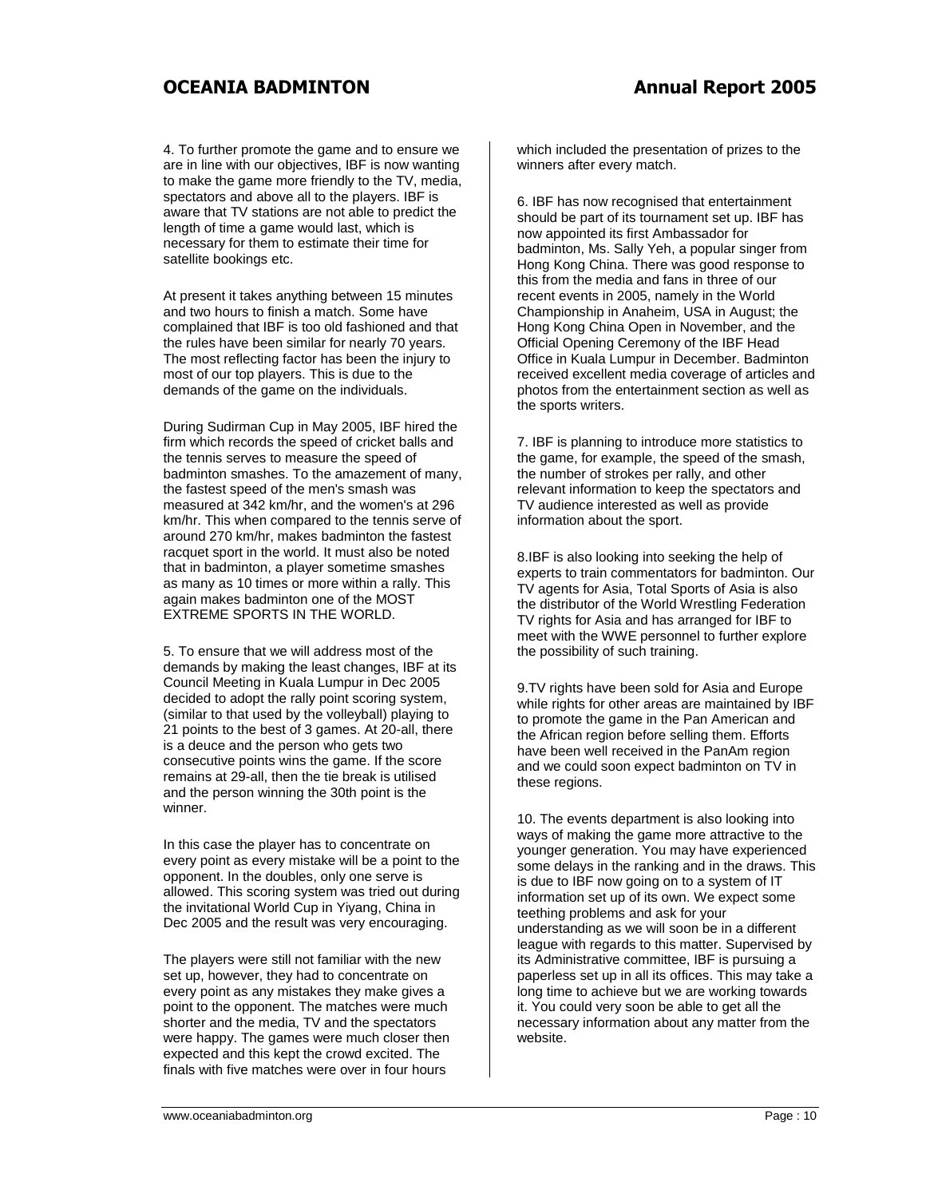4. To further promote the game and to ensure we are in line with our objectives, IBF is now wanting to make the game more friendly to the TV, media, spectators and above all to the players. IBF is aware that TV stations are not able to predict the length of time a game would last, which is necessary for them to estimate their time for satellite bookings etc.

At present it takes anything between 15 minutes and two hours to finish a match. Some have complained that IBF is too old fashioned and that the rules have been similar for nearly 70 years. The most reflecting factor has been the injury to most of our top players. This is due to the demands of the game on the individuals.

During Sudirman Cup in May 2005, IBF hired the firm which records the speed of cricket balls and the tennis serves to measure the speed of badminton smashes. To the amazement of many, the fastest speed of the men's smash was measured at 342 km/hr, and the women's at 296 km/hr. This when compared to the tennis serve of around 270 km/hr, makes badminton the fastest racquet sport in the world. It must also be noted that in badminton, a player sometime smashes as many as 10 times or more within a rally. This again makes badminton one of the MOST EXTREME SPORTS IN THE WORLD.

5. To ensure that we will address most of the demands by making the least changes, IBF at its Council Meeting in Kuala Lumpur in Dec 2005 decided to adopt the rally point scoring system, (similar to that used by the volleyball) playing to 21 points to the best of 3 games. At 20-all, there is a deuce and the person who gets two consecutive points wins the game. If the score remains at 29-all, then the tie break is utilised and the person winning the 30th point is the winner.

In this case the player has to concentrate on every point as every mistake will be a point to the opponent. In the doubles, only one serve is allowed. This scoring system was tried out during the invitational World Cup in Yiyang, China in Dec 2005 and the result was very encouraging.

The players were still not familiar with the new set up, however, they had to concentrate on every point as any mistakes they make gives a point to the opponent. The matches were much shorter and the media, TV and the spectators were happy. The games were much closer then expected and this kept the crowd excited. The finals with five matches were over in four hours which included the presentation of prizes to the winners after every match.

6. IBF has now recognised that entertainment should be part of its tournament set up. IBF has now appointed its first Ambassador for badminton, Ms. Sally Yeh, a popular singer from Hong Kong China. There was good response to this from the media and fans in three of our recent events in 2005, namely in the World Championship in Anaheim, USA in August; the Hong Kong China Open in November, and the Official Opening Ceremony of the IBF Head Office in Kuala Lumpur in December. Badminton received excellent media coverage of articles and photos from the entertainment section as well as the sports writers.

7. IBF is planning to introduce more statistics to the game, for example, the speed of the smash, the number of strokes per rally, and other relevant information to keep the spectators and TV audience interested as well as provide information about the sport.

8.IBF is also looking into seeking the help of experts to train commentators for badminton. Our TV agents for Asia, Total Sports of Asia is also the distributor of the World Wrestling Federation TV rights for Asia and has arranged for IBF to meet with the WWE personnel to further explore the possibility of such training.

9.TV rights have been sold for Asia and Europe while rights for other areas are maintained by IBF to promote the game in the Pan American and the African region before selling them. Efforts have been well received in the PanAm region and we could soon expect badminton on TV in these regions.

10. The events department is also looking into ways of making the game more attractive to the younger generation. You may have experienced some delays in the ranking and in the draws. This is due to IBF now going on to a system of IT information set up of its own. We expect some teething problems and ask for your understanding as we will soon be in a different league with regards to this matter. Supervised by its Administrative committee, IBF is pursuing a paperless set up in all its offices. This may take a long time to achieve but we are working towards it. You could very soon be able to get all the necessary information about any matter from the website.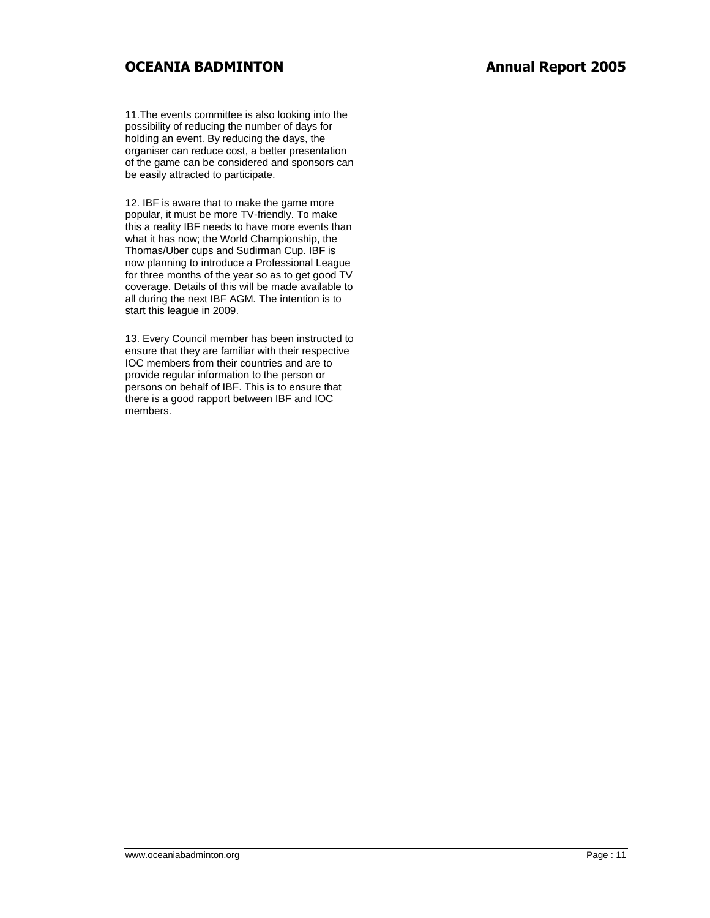11.The events committee is also looking into the possibility of reducing the number of days for holding an event. By reducing the days, the organiser can reduce cost, a better presentation of the game can be considered and sponsors can be easily attracted to participate.

12. IBF is aware that to make the game more popular, it must be more TV-friendly. To make this a reality IBF needs to have more events than what it has now; the World Championship, the Thomas/Uber cups and Sudirman Cup. IBF is now planning to introduce a Professional League for three months of the year so as to get good TV coverage. Details of this will be made available to all during the next IBF AGM. The intention is to start this league in 2009.

13. Every Council member has been instructed to ensure that they are familiar with their respective IOC members from their countries and are to provide regular information to the person or persons on behalf of IBF. This is to ensure that there is a good rapport between IBF and IOC members.